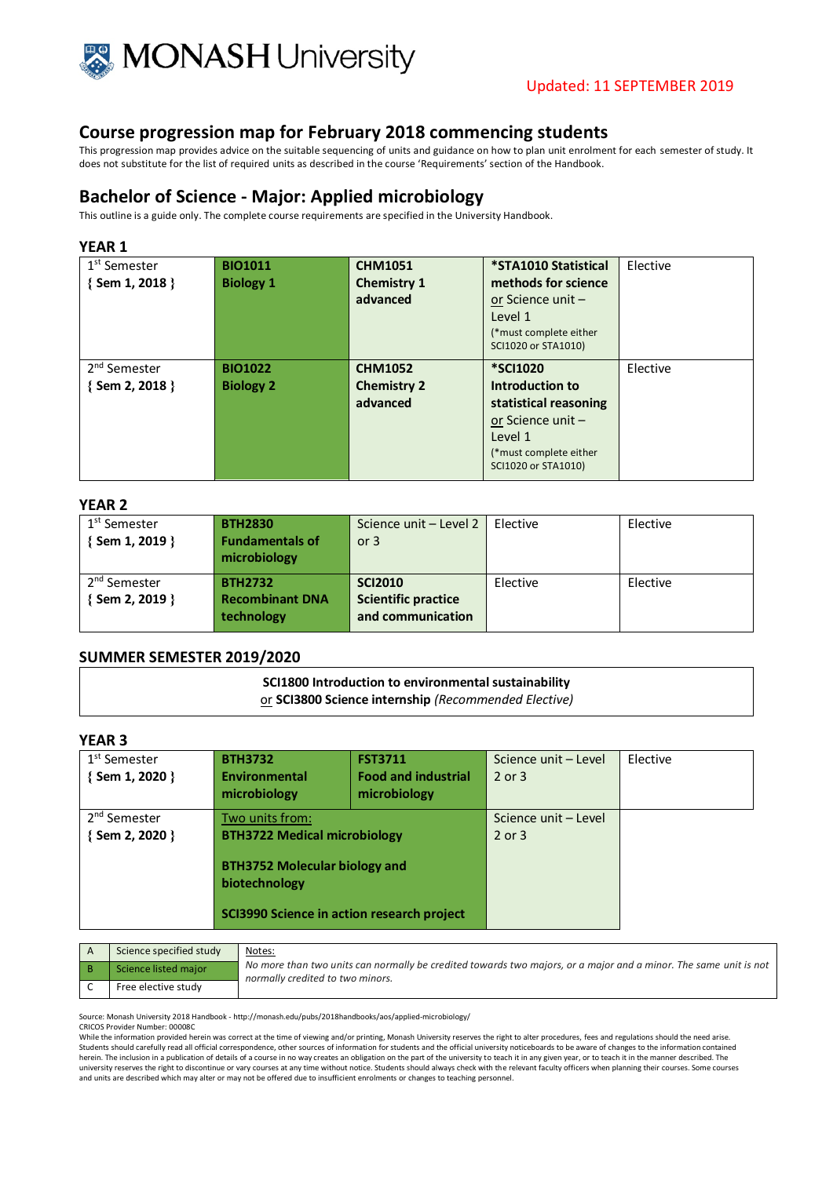Updated: 11 SEPTEMBER 2019

# Course progression map for February 2018 commencing students

This progression map provides advice on the suitable sequencing of units and guidance on how to plan unit enrolment for each semester of study. It does not substitute for the list of required units as described in the course 'Requirements' section of the Handbook.

## Bachelor of Science - Major: Applied microbiology

This outline is a guide only. The complete course requirements are specified in the University Handbook.

### YEAR 1

| | | | | |
|---|---|---|---|---|
| 1st Semester<br>**{ Sem 1, 2018 }** | **BIO1011**<br>**Biology 1** | **CHM1051**<br>**Chemistry 1 advanced** | ***STA1010 Statistical methods for science**<br>or Science unit – Level 1<br>(*must complete either SCI1020 or STA1010) | Elective |
| 2nd Semester<br>**{ Sem 2, 2018 }** | **BIO1022**<br>**Biology 2** | **CHM1052**<br>**Chemistry 2 advanced** | ***SCI1020 Introduction to statistical reasoning**<br>or Science unit – Level 1<br>(*must complete either SCI1020 or STA1010) | Elective |

### YEAR 2

| | | | | |
|---|---|---|---|---|
| 1st Semester<br>**{ Sem 1, 2019 }** | **BTH2830**<br>**Fundamentals of microbiology** | Science unit – Level 2 or 3 | Elective | Elective |
| 2nd Semester<br>**{ Sem 2, 2019 }** | **BTH2732**<br>**Recombinant DNA technology** | **SCI2010**<br>**Scientific practice and communication** | Elective | Elective |

### SUMMER SEMESTER 2019/2020

**SCI1800 Introduction to environmental sustainability**
or **SCI3800 Science internship** *(Recommended Elective)*

### YEAR 3

| | | | | |
|---|---|---|---|---|
| 1st Semester<br>**{ Sem 1, 2020 }** | **BTH3732**<br>**Environmental microbiology** | **FST3711**<br>**Food and industrial microbiology** | Science unit – Level 2 or 3 | Elective |
| 2nd Semester<br>**{ Sem 2, 2020 }** | Two units from:<br>**BTH3722 Medical microbiology**<br>**BTH3752 Molecular biology and biotechnology**<br>**SCI3990 Science in action research project** | | Science unit – Level 2 or 3 | |

| | |
|---|---|
| A | Science specified study |
| B | Science listed major |
| C | Free elective study |

Notes:
*No more than two units can normally be credited towards two majors, or a major and a minor. The same unit is not normally credited to two minors.*

Source: Monash University 2018 Handbook - http://monash.edu/pubs/2018handbooks/aos/applied-microbiology/
CRICOS Provider Number: 00008C
While the information provided herein was correct at the time of viewing and/or printing, Monash University reserves the right to alter procedures, fees and regulations should the need arise. Students should carefully read all official correspondence, other sources of information for students and the official university noticeboards to be aware of changes to the information contained herein. The inclusion in a publication of details of a course in no way creates an obligation on the part of the university to teach it in any given year, or to teach it in the manner described. The university reserves the right to discontinue or vary courses at any time without notice. Students should always check with the relevant faculty officers when planning their courses. Some courses and units are described which may alter or may not be offered due to insufficient enrolments or changes to teaching personnel.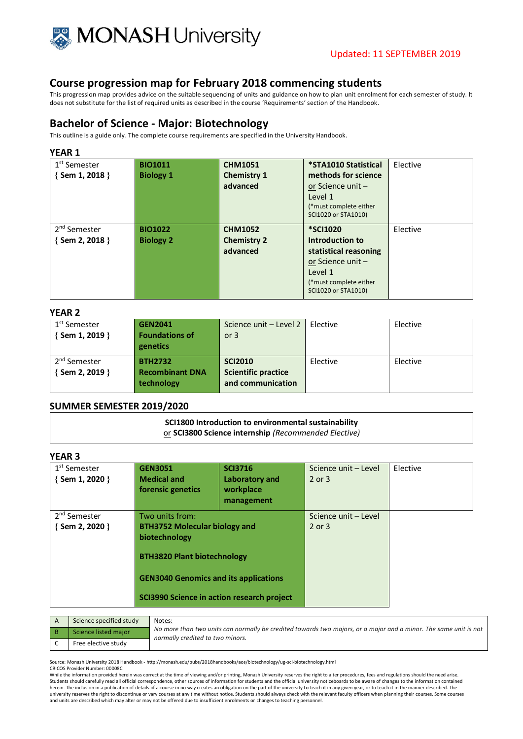Updated: 11 SEPTEMBER 2019

## Course progression map for February 2018 commencing students

This progression map provides advice on the suitable sequencing of units and guidance on how to plan unit enrolment for each semester of study. It does not substitute for the list of required units as described in the course 'Requirements' section of the Handbook.

## Bachelor of Science - Major: Biotechnology

This outline is a guide only. The complete course requirements are specified in the University Handbook.

### YEAR 1

| Semester | | | | |
|---|---|---|---|---|
| 1st Semester { Sem 1, 2018 } | **BIO1011 Biology 1** | **CHM1051 Chemistry 1 advanced** | ***STA1010 Statistical methods for science** or Science unit – Level 1 (*must complete either SCI1020 or STA1010) | Elective |
| 2nd Semester { Sem 2, 2018 } | **BIO1022 Biology 2** | **CHM1052 Chemistry 2 advanced** | ***SCI1020 Introduction to statistical reasoning** or Science unit – Level 1 (*must complete either SCI1020 or STA1010) | Elective |

### YEAR 2

| Semester | | | | |
|---|---|---|---|---|
| 1st Semester { Sem 1, 2019 } | **GEN2041 Foundations of genetics** | Science unit – Level 2 or 3 | Elective | Elective |
| 2nd Semester { Sem 2, 2019 } | **BTH2732 Recombinant DNA technology** | **SCI2010 Scientific practice and communication** | Elective | Elective |

### SUMMER SEMESTER 2019/2020

**SCI1800 Introduction to environmental sustainability**
or **SCI3800 Science internship** *(Recommended Elective)*

### YEAR 3

| Semester | | | | |
|---|---|---|---|---|
| 1st Semester { Sem 1, 2020 } | **GEN3051 Medical and forensic genetics** | **SCI3716 Laboratory and workplace management** | Science unit – Level 2 or 3 | Elective |
| 2nd Semester { Sem 2, 2020 } | Two units from: **BTH3752 Molecular biology and biotechnology**; **BTH3820 Plant biotechnology**; **GEN3040 Genomics and its applications**; **SCI3990 Science in action research project** | | Science unit – Level 2 or 3 | |

| | | |
|---|---|---|
| A | Science specified study | Notes: *No more than two units can normally be credited towards two majors, or a major and a minor. The same unit is not normally credited to two minors.* |
| B | Science listed major | |
| C | Free elective study | |

Source: Monash University 2018 Handbook - http://monash.edu/pubs/2018handbooks/aos/biotechnology/ug-sci-biotechnology.html
CRICOS Provider Number: 00008C
While the information provided herein was correct at the time of viewing and/or printing, Monash University reserves the right to alter procedures, fees and regulations should the need arise. Students should carefully read all official correspondence, other sources of information for students and the official university noticeboards to be aware of changes to the information contained herein. The inclusion in a publication of details of a course in no way creates an obligation on the part of the university to teach it in any given year, or to teach it in the manner described. The university reserves the right to discontinue or vary courses at any time without notice. Students should always check with the relevant faculty officers when planning their courses. Some courses and units are described which may alter or may not be offered due to insufficient enrolments or changes to teaching personnel.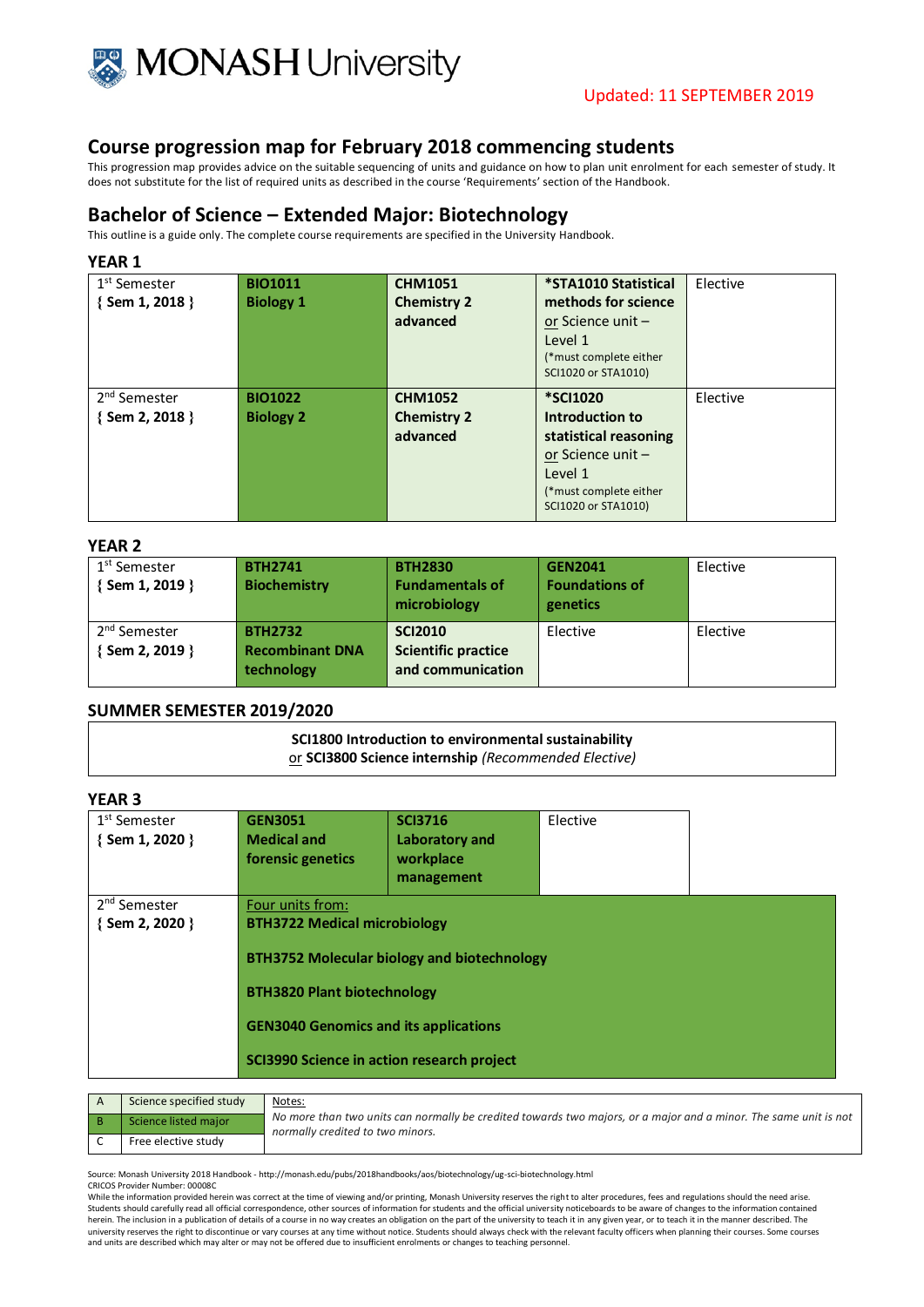MONASH University

Updated: 11 SEPTEMBER 2019

## Course progression map for February 2018 commencing students

This progression map provides advice on the suitable sequencing of units and guidance on how to plan unit enrolment for each semester of study. It does not substitute for the list of required units as described in the course 'Requirements' section of the Handbook.

## Bachelor of Science – Extended Major: Biotechnology

This outline is a guide only. The complete course requirements are specified in the University Handbook.

### YEAR 1

| | | | | |
|---|---|---|---|---|
| 1st Semester { Sem 1, 2018 } | **BIO1011 Biology 1** | **CHM1051 Chemistry 2 advanced** | ***STA1010 Statistical methods for science** or Science unit – Level 1 (*must complete either SCI1020 or STA1010) | Elective |
| 2nd Semester { Sem 2, 2018 } | **BIO1022 Biology 2** | **CHM1052 Chemistry 2 advanced** | ***SCI1020 Introduction to statistical reasoning** or Science unit – Level 1 (*must complete either SCI1020 or STA1010) | Elective |

### YEAR 2

| | | | | |
|---|---|---|---|---|
| 1st Semester { Sem 1, 2019 } | **BTH2741 Biochemistry** | **BTH2830 Fundamentals of microbiology** | **GEN2041 Foundations of genetics** | Elective |
| 2nd Semester { Sem 2, 2019 } | **BTH2732 Recombinant DNA technology** | **SCI2010 Scientific practice and communication** | Elective | Elective |

### SUMMER SEMESTER 2019/2020

**SCI1800 Introduction to environmental sustainability**
or **SCI3800 Science internship** *(Recommended Elective)*

### YEAR 3

| | | | | |
|---|---|---|---|---|
| 1st Semester { Sem 1, 2020 } | **GEN3051 Medical and forensic genetics** | **SCI3716 Laboratory and workplace management** | Elective | |
| 2nd Semester { Sem 2, 2020 } | Four units from: **BTH3722 Medical microbiology**; **BTH3752 Molecular biology and biotechnology**; **BTH3820 Plant biotechnology**; **GEN3040 Genomics and its applications**; **SCI3990 Science in action research project** | | | |

| | |
|---|---|
| A | Science specified study |
| B | Science listed major |
| C | Free elective study |

Notes:
*No more than two units can normally be credited towards two majors, or a major and a minor. The same unit is not normally credited to two minors.*

Source: Monash University 2018 Handbook - http://monash.edu/pubs/2018handbooks/aos/biotechnology/ug-sci-biotechnology.html
CRICOS Provider Number: 00008C
While the information provided herein was correct at the time of viewing and/or printing, Monash University reserves the right to alter procedures, fees and regulations should the need arise. Students should carefully read all official correspondence, other sources of information for students and the official university noticeboards to be aware of changes to the information contained herein. The inclusion in a publication of details of a course in no way creates an obligation on the part of the university to teach it in any given year, or to teach it in the manner described. The university reserves the right to discontinue or vary courses at any time without notice. Students should always check with the relevant faculty officers when planning their courses. Some courses and units are described which may alter or may not be offered due to insufficient enrolments or changes to teaching personnel.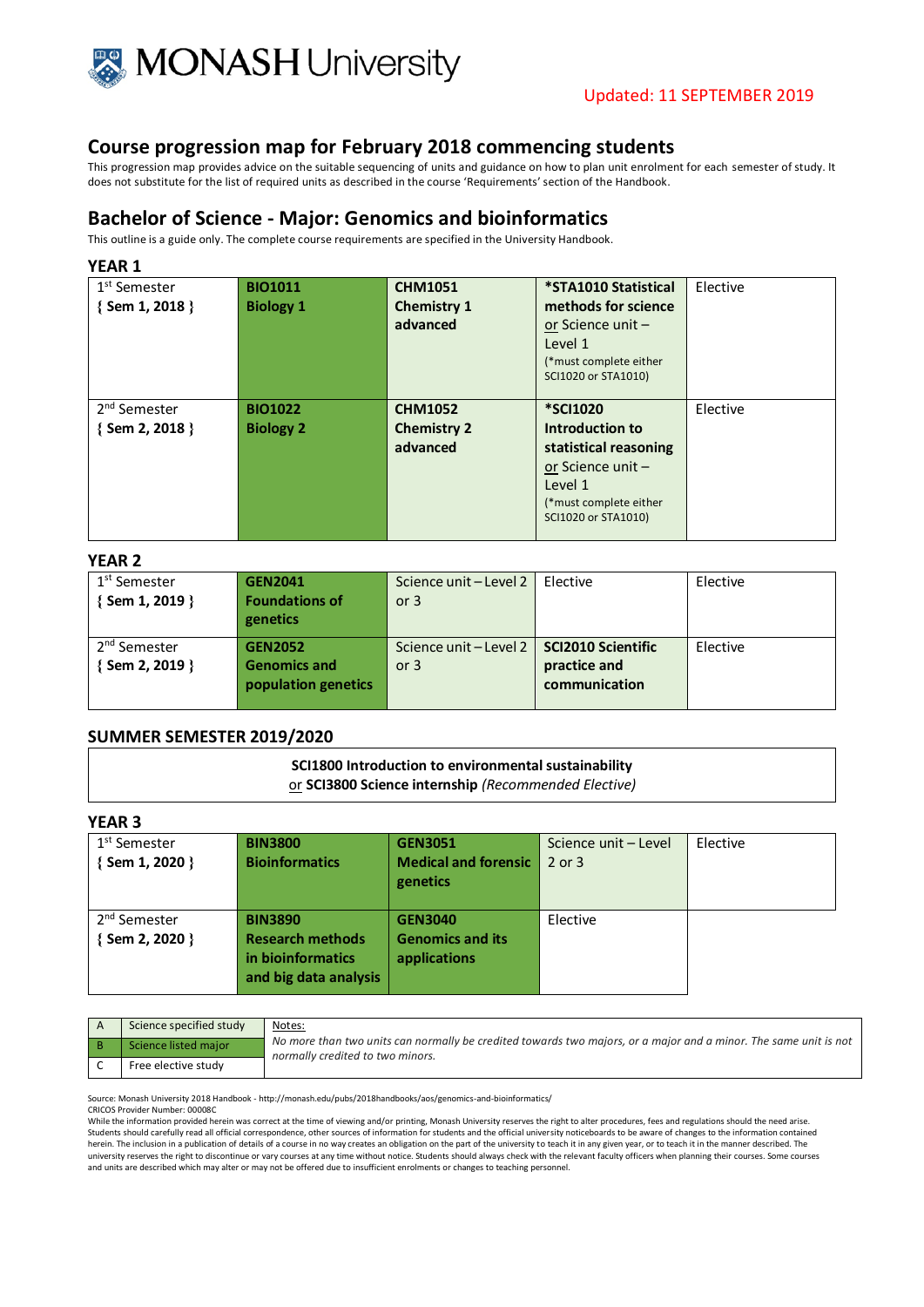Updated: 11 SEPTEMBER 2019

## Course progression map for February 2018 commencing students

This progression map provides advice on the suitable sequencing of units and guidance on how to plan unit enrolment for each semester of study. It does not substitute for the list of required units as described in the course 'Requirements' section of the Handbook.

## Bachelor of Science - Major: Genomics and bioinformatics

This outline is a guide only. The complete course requirements are specified in the University Handbook.

### YEAR 1

| | | | | |
|---|---|---|---|---|
| 1st Semester { Sem 1, 2018 } | **BIO1011 Biology 1** | **CHM1051 Chemistry 1 advanced** | ***STA1010 Statistical methods for science** or Science unit – Level 1 (*must complete either SCI1020 or STA1010) | Elective |
| 2nd Semester { Sem 2, 2018 } | **BIO1022 Biology 2** | **CHM1052 Chemistry 2 advanced** | ***SCI1020 Introduction to statistical reasoning** or Science unit – Level 1 (*must complete either SCI1020 or STA1010) | Elective |

### YEAR 2

| | | | | |
|---|---|---|---|---|
| 1st Semester { Sem 1, 2019 } | **GEN2041 Foundations of genetics** | Science unit – Level 2 or 3 | Elective | Elective |
| 2nd Semester { Sem 2, 2019 } | **GEN2052 Genomics and population genetics** | Science unit – Level 2 or 3 | **SCI2010 Scientific practice and communication** | Elective |

### SUMMER SEMESTER 2019/2020

**SCI1800 Introduction to environmental sustainability**
or **SCI3800 Science internship** *(Recommended Elective)*

### YEAR 3

| | | | | |
|---|---|---|---|---|
| 1st Semester { Sem 1, 2020 } | **BIN3800 Bioinformatics** | **GEN3051 Medical and forensic genetics** | Science unit – Level 2 or 3 | Elective |
| 2nd Semester { Sem 2, 2020 } | **BIN3890 Research methods in bioinformatics and big data analysis** | **GEN3040 Genomics and its applications** | Elective | |

| | | |
|---|---|---|
| A | Science specified study | Notes: *No more than two units can normally be credited towards two majors, or a major and a minor. The same unit is not normally credited to two minors.* |
| B | Science listed major | |
| C | Free elective study | |

Source: Monash University 2018 Handbook - http://monash.edu/pubs/2018handbooks/aos/genomics-and-bioinformatics/
CRICOS Provider Number: 00008C
While the information provided herein was correct at the time of viewing and/or printing, Monash University reserves the right to alter procedures, fees and regulations should the need arise. Students should carefully read all official correspondence, other sources of information for students and the official university noticeboards to be aware of changes to the information contained herein. The inclusion in a publication of details of a course in no way creates an obligation on the part of the university to teach it in any given year, or to teach it in the manner described. The university reserves the right to discontinue or vary courses at any time without notice. Students should always check with the relevant faculty officers when planning their courses. Some courses and units are described which may alter or may not be offered due to insufficient enrolments or changes to teaching personnel.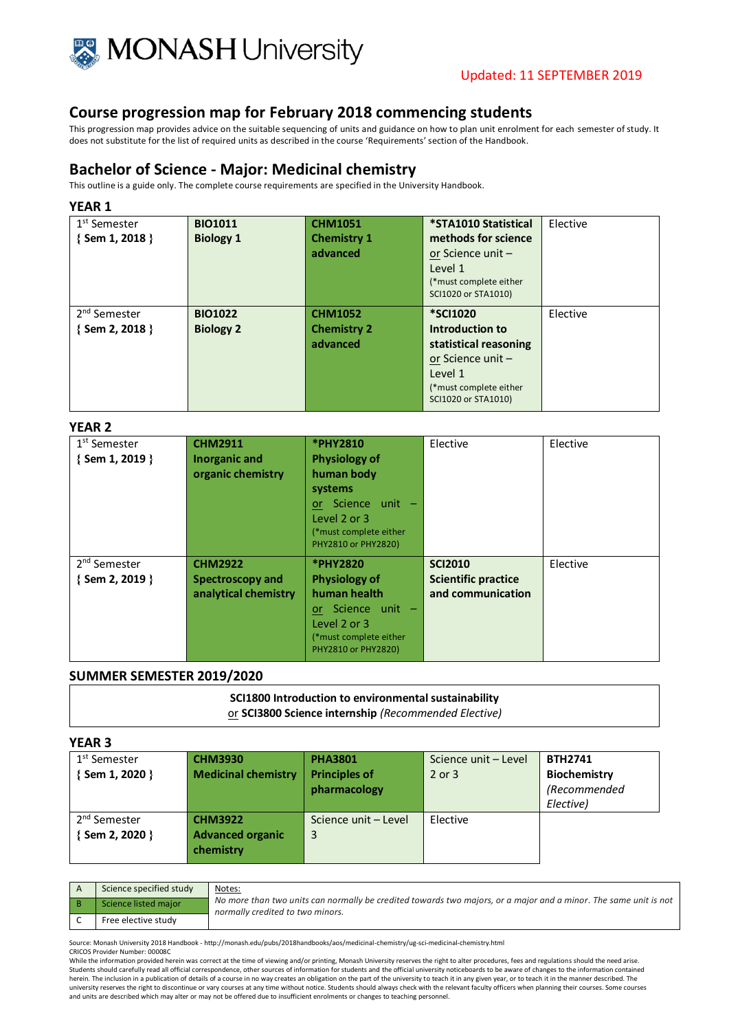MONASH University

Updated: 11 SEPTEMBER 2019

## Course progression map for February 2018 commencing students

This progression map provides advice on the suitable sequencing of units and guidance on how to plan unit enrolment for each semester of study. It does not substitute for the list of required units as described in the course 'Requirements' section of the Handbook.

## Bachelor of Science - Major: Medicinal chemistry

This outline is a guide only. The complete course requirements are specified in the University Handbook.

### YEAR 1

| | | | | |
|---|---|---|---|---|
| 1st Semester **{ Sem 1, 2018 }** | **BIO1011 Biology 1** | **CHM1051 Chemistry 1 advanced** | ***STA1010 Statistical methods for science** or Science unit – Level 1 (*must complete either SCI1020 or STA1010) | Elective |
| 2nd Semester **{ Sem 2, 2018 }** | **BIO1022 Biology 2** | **CHM1052 Chemistry 2 advanced** | ***SCI1020 Introduction to statistical reasoning** or Science unit – Level 1 (*must complete either SCI1020 or STA1010) | Elective |

### YEAR 2

| | | | | |
|---|---|---|---|---|
| 1st Semester **{ Sem 1, 2019 }** | **CHM2911 Inorganic and organic chemistry** | ***PHY2810 Physiology of human body systems** or Science unit – Level 2 or 3 (*must complete either PHY2810 or PHY2820) | Elective | Elective |
| 2nd Semester **{ Sem 2, 2019 }** | **CHM2922 Spectroscopy and analytical chemistry** | ***PHY2820 Physiology of human health** or Science unit – Level 2 or 3 (*must complete either PHY2810 or PHY2820) | **SCI2010 Scientific practice and communication** | Elective |

### SUMMER SEMESTER 2019/2020

| |
|---|
| **SCI1800 Introduction to environmental sustainability** or **SCI3800 Science internship** *(Recommended Elective)* |

### YEAR 3

| | | | | |
|---|---|---|---|---|
| 1st Semester **{ Sem 1, 2020 }** | **CHM3930 Medicinal chemistry** | **PHA3801 Principles of pharmacology** | Science unit – Level 2 or 3 | **BTH2741 Biochemistry** *(Recommended Elective)* |
| 2nd Semester **{ Sem 2, 2020 }** | **CHM3922 Advanced organic chemistry** | Science unit – Level 3 | Elective | |

| | |
|---|---|
| A | Science specified study |
| B | Science listed major |
| C | Free elective study |

Notes:
*No more than two units can normally be credited towards two majors, or a major and a minor. The same unit is not normally credited to two minors.*

Source: Monash University 2018 Handbook - http://monash.edu/pubs/2018handbooks/aos/medicinal-chemistry/ug-sci-medicinal-chemistry.html
CRICOS Provider Number: 00008C
While the information provided herein was correct at the time of viewing and/or printing, Monash University reserves the right to alter procedures, fees and regulations should the need arise. Students should carefully read all official correspondence, other sources of information for students and the official university noticeboards to be aware of changes to the information contained herein. The inclusion in a publication of details of a course in no way creates an obligation on the part of the university to teach it in any given year, or to teach it in the manner described. The university reserves the right to discontinue or vary courses at any time without notice. Students should always check with the relevant faculty officers when planning their courses. Some courses and units are described which may alter or may not be offered due to insufficient enrolments or changes to teaching personnel.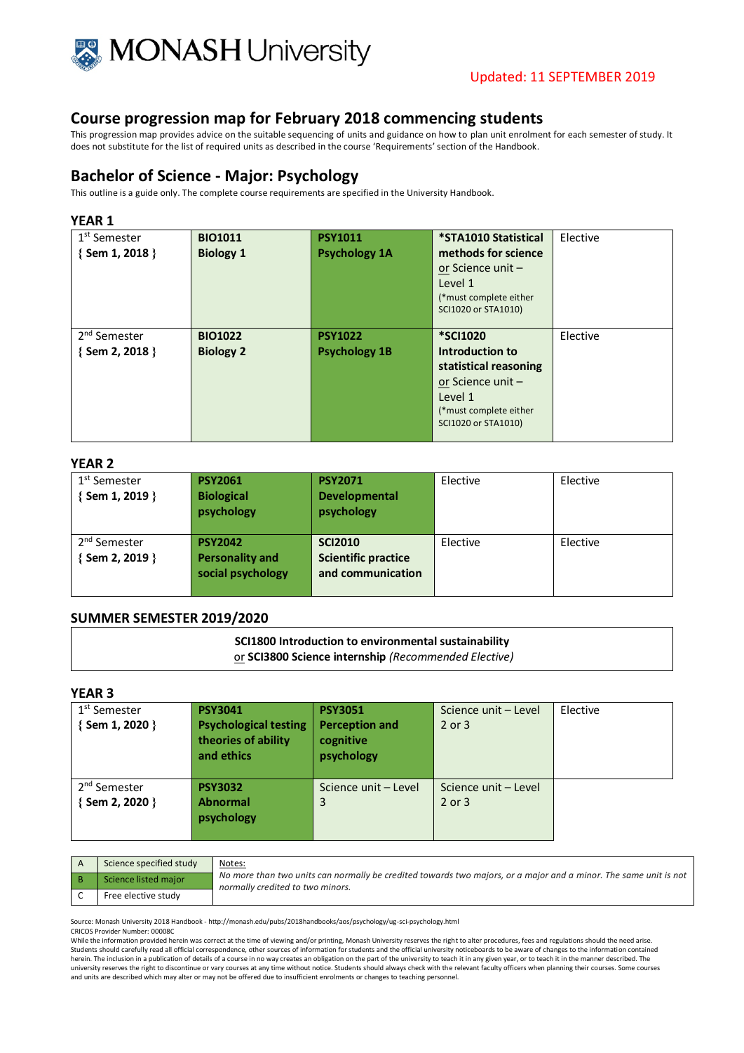Updated: 11 SEPTEMBER 2019

## Course progression map for February 2018 commencing students

This progression map provides advice on the suitable sequencing of units and guidance on how to plan unit enrolment for each semester of study. It does not substitute for the list of required units as described in the course 'Requirements' section of the Handbook.

## Bachelor of Science - Major: Psychology

This outline is a guide only. The complete course requirements are specified in the University Handbook.

### YEAR 1

| | | | | |
|---|---|---|---|---|
| 1st Semester **{ Sem 1, 2018 }** | **BIO1011 Biology 1** | **PSY1011 Psychology 1A** | ***STA1010 Statistical methods for science** or Science unit – Level 1 (*must complete either SCI1020 or STA1010) | Elective |
| 2nd Semester **{ Sem 2, 2018 }** | **BIO1022 Biology 2** | **PSY1022 Psychology 1B** | ***SCI1020 Introduction to statistical reasoning** or Science unit – Level 1 (*must complete either SCI1020 or STA1010) | Elective |

### YEAR 2

| | | | | |
|---|---|---|---|---|
| 1st Semester **{ Sem 1, 2019 }** | **PSY2061 Biological psychology** | **PSY2071 Developmental psychology** | Elective | Elective |
| 2nd Semester **{ Sem 2, 2019 }** | **PSY2042 Personality and social psychology** | **SCI2010 Scientific practice and communication** | Elective | Elective |

### SUMMER SEMESTER 2019/2020

**SCI1800 Introduction to environmental sustainability**
or **SCI3800 Science internship** *(Recommended Elective)*

### YEAR 3

| | | | | |
|---|---|---|---|---|
| 1st Semester **{ Sem 1, 2020 }** | **PSY3041 Psychological testing theories of ability and ethics** | **PSY3051 Perception and cognitive psychology** | Science unit – Level 2 or 3 | Elective |
| 2nd Semester **{ Sem 2, 2020 }** | **PSY3032 Abnormal psychology** | Science unit – Level 3 | Science unit – Level 2 or 3 | |

| | | Notes: |
|---|---|---|
| A | Science specified study | *No more than two units can normally be credited towards two majors, or a major and a minor. The same unit is not normally credited to two minors.* |
| B | Science listed major | |
| C | Free elective study | |

Source: Monash University 2018 Handbook - http://monash.edu/pubs/2018handbooks/aos/psychology/ug-sci-psychology.html
CRICOS Provider Number: 00008C
While the information provided herein was correct at the time of viewing and/or printing, Monash University reserves the right to alter procedures, fees and regulations should the need arise. Students should carefully read all official correspondence, other sources of information for students and the official university noticeboards to be aware of changes to the information contained herein. The inclusion in a publication of details of a course in no way creates an obligation on the part of the university to teach it in any given year, or to teach it in the manner described. The university reserves the right to discontinue or vary courses at any time without notice. Students should always check with the relevant faculty officers when planning their courses. Some courses and units are described which may alter or may not be offered due to insufficient enrolments or changes to teaching personnel.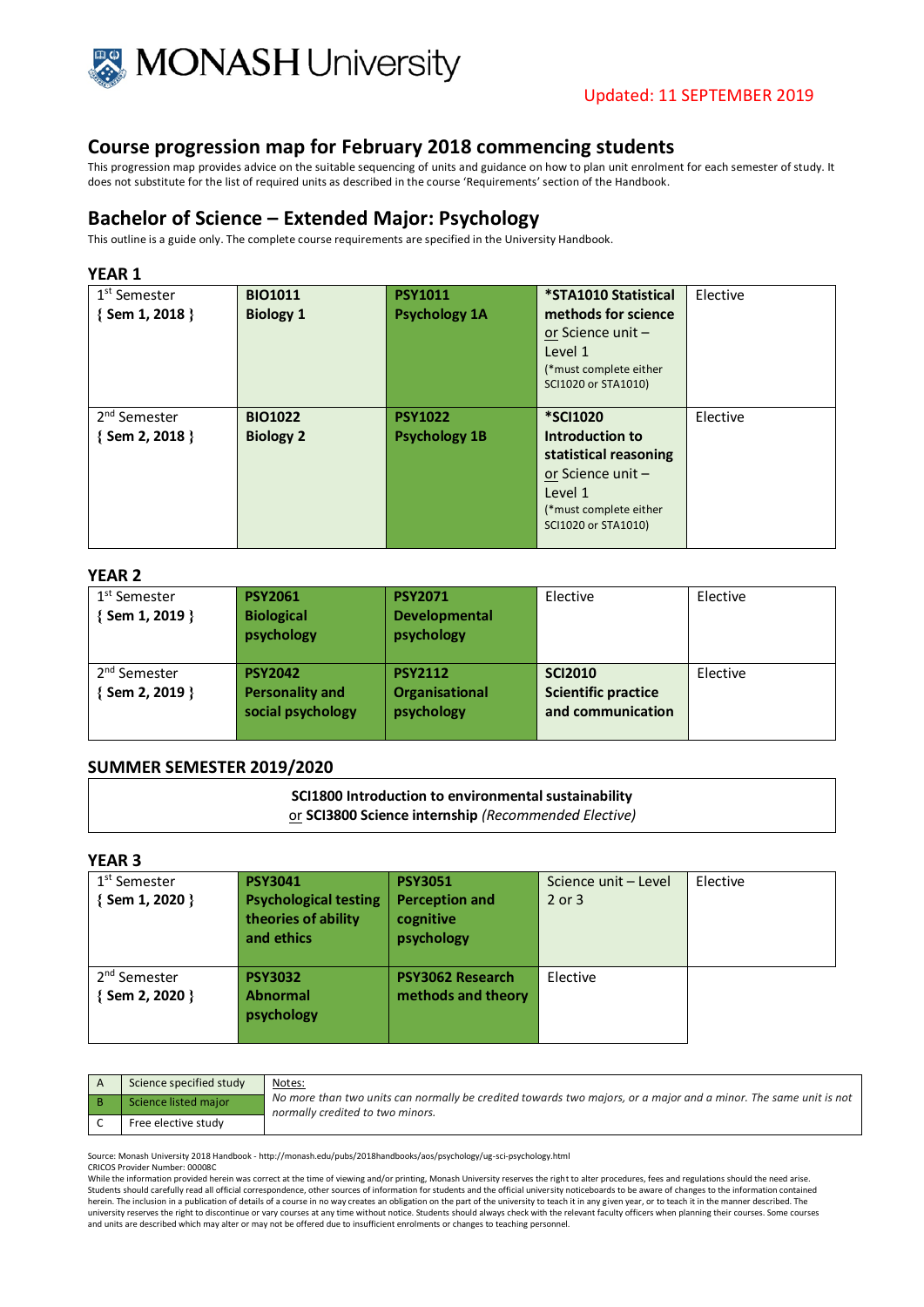# MONASH University

Updated: 11 SEPTEMBER 2019

## Course progression map for February 2018 commencing students

This progression map provides advice on the suitable sequencing of units and guidance on how to plan unit enrolment for each semester of study. It does not substitute for the list of required units as described in the course 'Requirements' section of the Handbook.

## Bachelor of Science – Extended Major: Psychology

This outline is a guide only. The complete course requirements are specified in the University Handbook.

### YEAR 1

| | | | | |
|---|---|---|---|---|
| 1st Semester **{ Sem 1, 2018 }** | **BIO1011 Biology 1** | **PSY1011 Psychology 1A** | ***STA1010 Statistical methods for science** or Science unit – Level 1 (*must complete either SCI1020 or STA1010) | Elective |
| 2nd Semester **{ Sem 2, 2018 }** | **BIO1022 Biology 2** | **PSY1022 Psychology 1B** | ***SCI1020 Introduction to statistical reasoning** or Science unit – Level 1 (*must complete either SCI1020 or STA1010) | Elective |

### YEAR 2

| | | | | |
|---|---|---|---|---|
| 1st Semester **{ Sem 1, 2019 }** | **PSY2061 Biological psychology** | **PSY2071 Developmental psychology** | Elective | Elective |
| 2nd Semester **{ Sem 2, 2019 }** | **PSY2042 Personality and social psychology** | **PSY2112 Organisational psychology** | **SCI2010 Scientific practice and communication** | Elective |

### SUMMER SEMESTER 2019/2020

**SCI1800 Introduction to environmental sustainability**
or **SCI3800 Science internship** *(Recommended Elective)*

### YEAR 3

| | | | | |
|---|---|---|---|---|
| 1st Semester **{ Sem 1, 2020 }** | **PSY3041 Psychological testing theories of ability and ethics** | **PSY3051 Perception and cognitive psychology** | Science unit – Level 2 or 3 | Elective |
| 2nd Semester **{ Sem 2, 2020 }** | **PSY3032 Abnormal psychology** | **PSY3062 Research methods and theory** | Elective | |

| | | |
|---|---|---|
| A | Science specified study | Notes: *No more than two units can normally be credited towards two majors, or a major and a minor. The same unit is not normally credited to two minors.* |
| B | Science listed major | |
| C | Free elective study | |

Source: Monash University 2018 Handbook - http://monash.edu/pubs/2018handbooks/aos/psychology/ug-sci-psychology.html
CRICOS Provider Number: 00008C
While the information provided herein was correct at the time of viewing and/or printing, Monash University reserves the right to alter procedures, fees and regulations should the need arise. Students should carefully read all official correspondence, other sources of information for students and the official university noticeboards to be aware of changes to the information contained herein. The inclusion in a publication of details of a course in no way creates an obligation on the part of the university to teach it in any given year, or to teach it in the manner described. The university reserves the right to discontinue or vary courses at any time without notice. Students should always check with the relevant faculty officers when planning their courses. Some courses and units are described which may alter or may not be offered due to insufficient enrolments or changes to teaching personnel.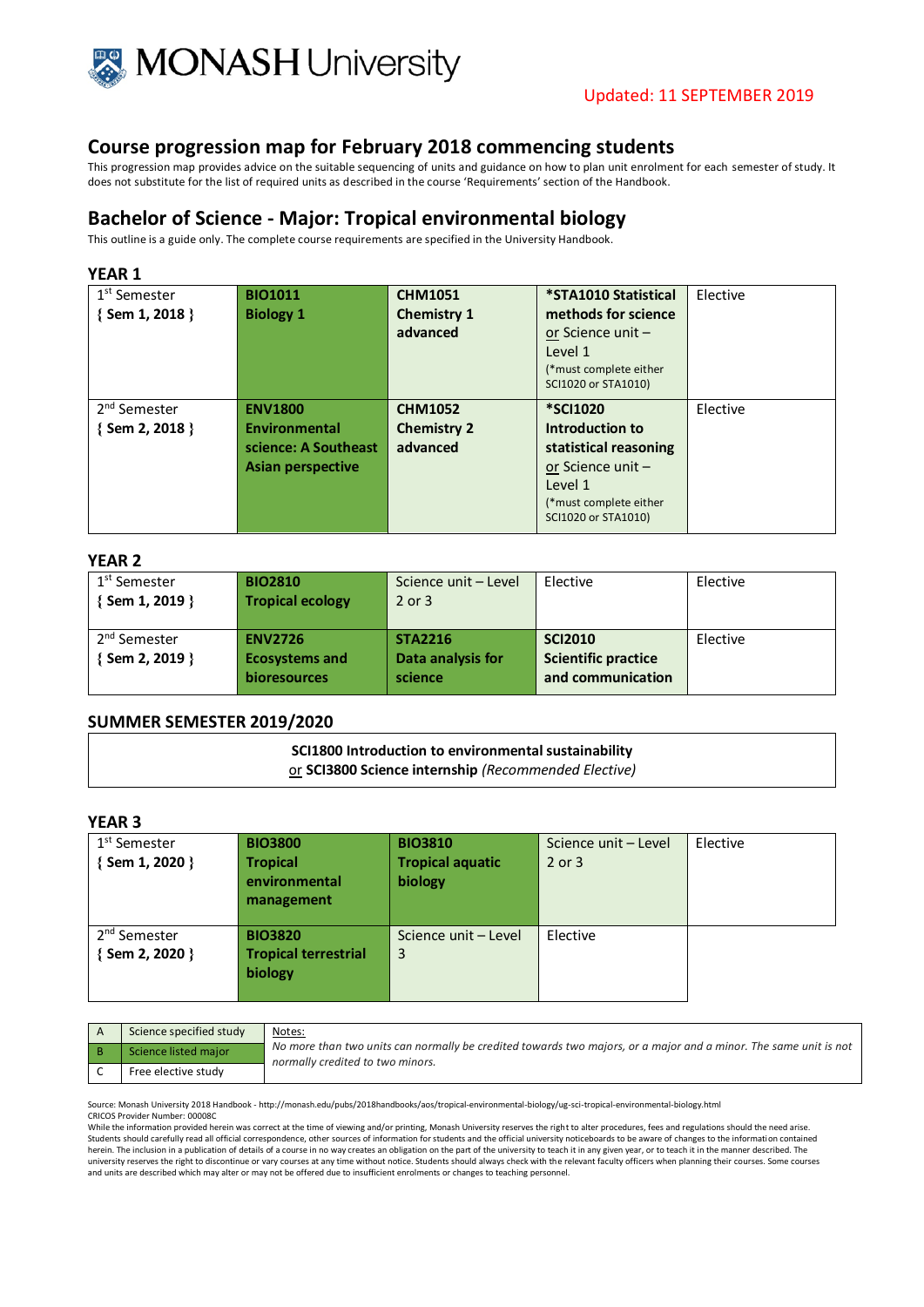# Course progression map for February 2018 commencing students

Updated: 11 SEPTEMBER 2019

This progression map provides advice on the suitable sequencing of units and guidance on how to plan unit enrolment for each semester of study. It does not substitute for the list of required units as described in the course 'Requirements' section of the Handbook.

## Bachelor of Science - Major: Tropical environmental biology

This outline is a guide only. The complete course requirements are specified in the University Handbook.

### YEAR 1

| | | | | |
|---|---|---|---|---|
| 1st Semester { **Sem 1, 2018** } | **BIO1011 Biology 1** | **CHM1051 Chemistry 1 advanced** | ***STA1010 Statistical methods for science** or Science unit – Level 1 (*must complete either SCI1020 or STA1010) | Elective |
| 2nd Semester { **Sem 2, 2018** } | **ENV1800 Environmental science: A Southeast Asian perspective** | **CHM1052 Chemistry 2 advanced** | ***SCI1020 Introduction to statistical reasoning** or Science unit – Level 1 (*must complete either SCI1020 or STA1010) | Elective |

### YEAR 2

| | | | | |
|---|---|---|---|---|
| 1st Semester { **Sem 1, 2019** } | **BIO2810 Tropical ecology** | Science unit – Level 2 or 3 | Elective | Elective |
| 2nd Semester { **Sem 2, 2019** } | **ENV2726 Ecosystems and bioresources** | **STA2216 Data analysis for science** | **SCI2010 Scientific practice and communication** | Elective |

### SUMMER SEMESTER 2019/2020

**SCI1800 Introduction to environmental sustainability**
or **SCI3800 Science internship** *(Recommended Elective)*

### YEAR 3

| | | | | |
|---|---|---|---|---|
| 1st Semester { **Sem 1, 2020** } | **BIO3800 Tropical environmental management** | **BIO3810 Tropical aquatic biology** | Science unit – Level 2 or 3 | Elective |
| 2nd Semester { **Sem 2, 2020** } | **BIO3820 Tropical terrestrial biology** | Science unit – Level 3 | Elective | |

| | |
|---|---|
| A | Science specified study |
| B | Science listed major |
| C | Free elective study |

Notes:
*No more than two units can normally be credited towards two majors, or a major and a minor. The same unit is not normally credited to two minors.*

Source: Monash University 2018 Handbook - http://monash.edu/pubs/2018handbooks/aos/tropical-environmental-biology/ug-sci-tropical-environmental-biology.html
CRICOS Provider Number: 00008C
While the information provided herein was correct at the time of viewing and/or printing, Monash University reserves the right to alter procedures, fees and regulations should the need arise. Students should carefully read all official correspondence, other sources of information for students and the official university noticeboards to be aware of changes to the information contained herein. The inclusion in a publication of details of a course in no way creates an obligation on the part of the university to teach it in any given year, or to teach it in the manner described. The university reserves the right to discontinue or vary courses at any time without notice. Students should always check with the relevant faculty officers when planning their courses. Some courses and units are described which may alter or may not be offered due to insufficient enrolments or changes to teaching personnel.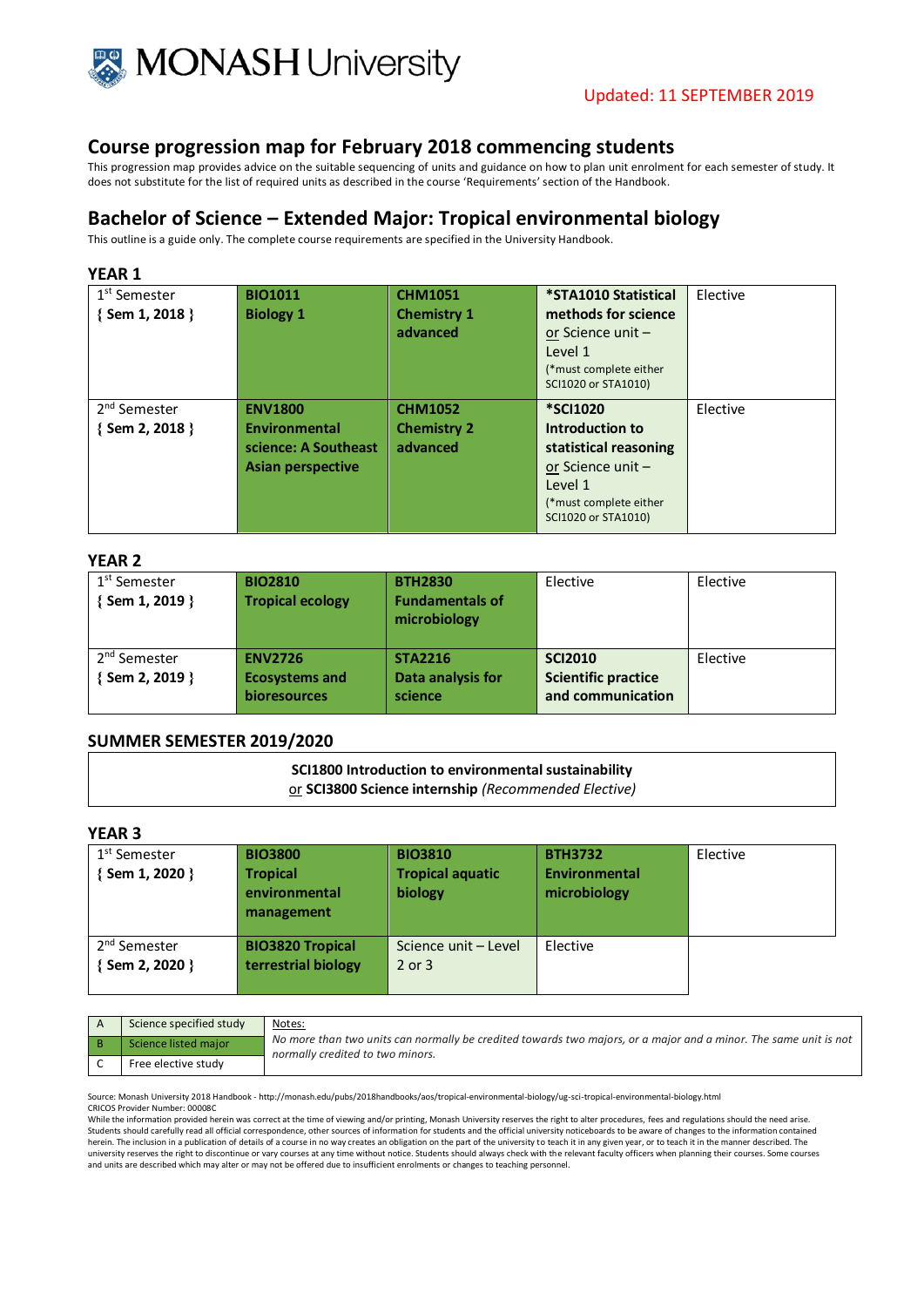MONASH University

Updated: 11 SEPTEMBER 2019

## Course progression map for February 2018 commencing students

This progression map provides advice on the suitable sequencing of units and guidance on how to plan unit enrolment for each semester of study. It does not substitute for the list of required units as described in the course 'Requirements' section of the Handbook.

## Bachelor of Science – Extended Major: Tropical environmental biology

This outline is a guide only. The complete course requirements are specified in the University Handbook.

### YEAR 1

| | | | | |
|---|---|---|---|---|
| 1st Semester { Sem 1, 2018 } | **BIO1011 Biology 1** | **CHM1051 Chemistry 1 advanced** | ***STA1010 Statistical methods for science** or Science unit – Level 1 (*must complete either SCI1020 or STA1010) | Elective |
| 2nd Semester { Sem 2, 2018 } | **ENV1800 Environmental science: A Southeast Asian perspective** | **CHM1052 Chemistry 2 advanced** | ***SCI1020 Introduction to statistical reasoning** or Science unit – Level 1 (*must complete either SCI1020 or STA1010) | Elective |

### YEAR 2

| | | | | |
|---|---|---|---|---|
| 1st Semester { Sem 1, 2019 } | **BIO2810 Tropical ecology** | **BTH2830 Fundamentals of microbiology** | Elective | Elective |
| 2nd Semester { Sem 2, 2019 } | **ENV2726 Ecosystems and bioresources** | **STA2216 Data analysis for science** | **SCI2010 Scientific practice and communication** | Elective |

### SUMMER SEMESTER 2019/2020

**SCI1800 Introduction to environmental sustainability**
or **SCI3800 Science internship** *(Recommended Elective)*

### YEAR 3

| | | | | |
|---|---|---|---|---|
| 1st Semester { Sem 1, 2020 } | **BIO3800 Tropical environmental management** | **BIO3810 Tropical aquatic biology** | **BTH3732 Environmental microbiology** | Elective |
| 2nd Semester { Sem 2, 2020 } | **BIO3820 Tropical terrestrial biology** | Science unit – Level 2 or 3 | Elective | |

| | |
|---|---|
| A | Science specified study |
| B | Science listed major |
| C | Free elective study |

Notes:
*No more than two units can normally be credited towards two majors, or a major and a minor. The same unit is not normally credited to two minors.*

Source: Monash University 2018 Handbook - http://monash.edu/pubs/2018handbooks/aos/tropical-environmental-biology/ug-sci-tropical-environmental-biology.html
CRICOS Provider Number: 00008C
While the information provided herein was correct at the time of viewing and/or printing, Monash University reserves the right to alter procedures, fees and regulations should the need arise. Students should carefully read all official correspondence, other sources of information for students and the official university noticeboards to be aware of changes to the information contained herein. The inclusion in a publication of details of a course in no way creates an obligation on the part of the university to teach it in any given year, or to teach it in the manner described. The university reserves the right to discontinue or vary courses at any time without notice. Students should always check with the relevant faculty officers when planning their courses. Some courses and units are described which may alter or may not be offered due to insufficient enrolments or changes to teaching personnel.